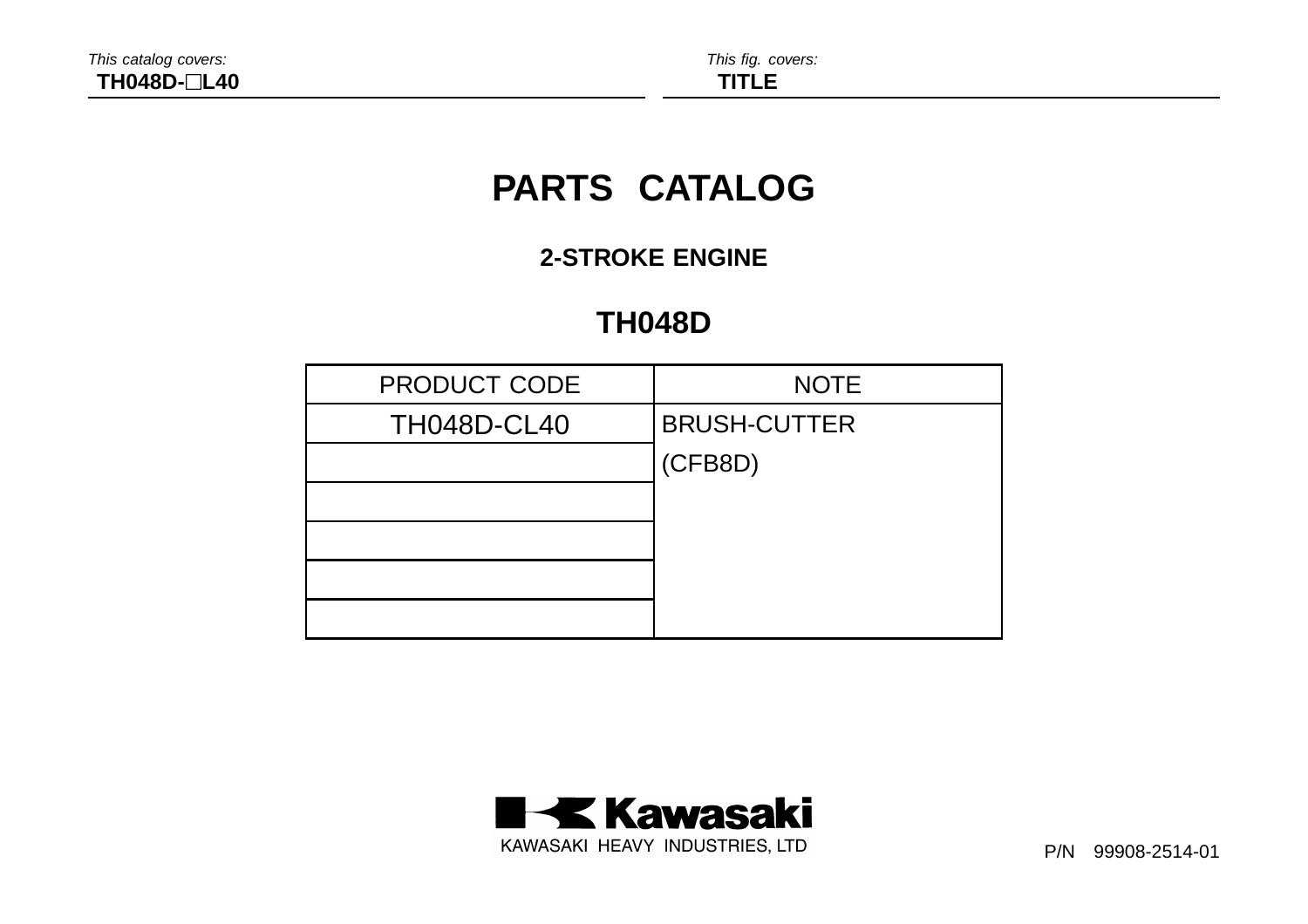This catalog covers:
**TH048D-□L40**

This fig. covers:
**TITLE**

# PARTS CATALOG

## 2-STROKE ENGINE

## TH048D

| PRODUCT CODE | NOTE |
| --- | --- |
| TH048D-CL40 | BRUSH-CUTTER (CFB8D) |
| | |
| | |
| | |
| | |
| | |

Kawasaki

KAWASAKI HEAVY INDUSTRIES, LTD

P/N 99908-2514-01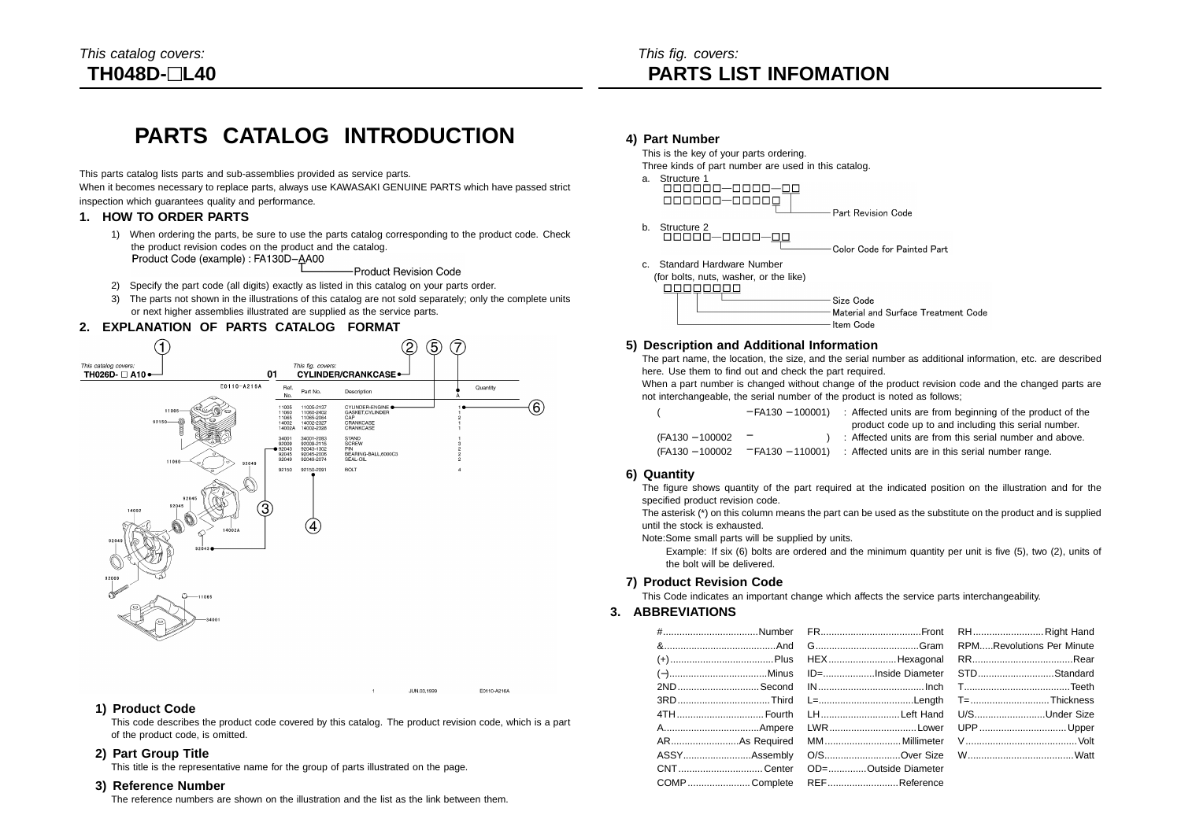*This catalog covers:*
**TH048D-□L40**

*This fig. covers:*
**PARTS LIST INFOMATION**

# PARTS CATALOG INTRODUCTION

This parts catalog lists parts and sub-assemblies provided as service parts.
When it becomes necessary to replace parts, always use KAWASAKI GENUINE PARTS which have passed strict inspection which guarantees quality and performance.

## 1. HOW TO ORDER PARTS

1) When ordering the parts, be sure to use the parts catalog corresponding to the product code. Check the product revision codes on the product and the catalog.
   Product Code (example) : FA130D−AA00
   (AA: Product Revision Code)
2) Specify the part code (all digits) exactly as listed in this catalog on your parts order.
3) The parts not shown in the illustrations of this catalog are not sold separately; only the complete units or next higher assemblies illustrated are supplied as the service parts.

## 2. EXPLANATION OF PARTS CATALOG FORMAT

*This catalog covers:* TH026D- □ A10 ① 01 *This fig. covers:* CYLINDER/CRANKCASE ② E0110-A216A

| Ref. No. | Part No. | Description | ⑤ | Quantity ⑦ A |
|---|---|---|---|---|
| 11005 | 11005-2137 | CYLINDER-ENGINE | | 1 |
| 11060 | 11060-2402 | GASKET,CYLINDER | | 1 |
| 11065 | 11065-2064 | CAP | | 2 |
| 14002 | 14002-2327 | CRANKCASE | | 1 |
| 14002A | 14002-2326 | CRANKCASE | | 1 |
| 34001 | 34001-2083 | STAND | | 1 |
| 92009 | 92009-2115 | SCREW | | 3 |
| 92043 | 92043-1302 | PIN | | 2 |
| 92045 | 92045-2006 | BEARING-BALL,6000C3 | | 2 |
| 92049 | 92049-2074 | SEAL-OIL | | 2 |
| 92150 | 92150-2091 | BOLT | | 4 |

③ Reference number ④ Part No. ⑥ Quantity

1 JUN.03,1999 E0110-A216A

### 1) Product Code

This code describes the product code covered by this catalog. The product revision code, which is a part of the product code, is omitted.

### 2) Part Group Title

This title is the representative name for the group of parts illustrated on the page.

### 3) Reference Number

The reference numbers are shown on the illustration and the list as the link between them.

### 4) Part Number

This is the key of your parts ordering.
Three kinds of part number are used in this catalog.

a. Structure 1
   □□□□□□−□□□□−□□
   □□□□□□−□□□□□
   — Part Revision Code

b. Structure 2
   □□□□□−□□□□−□□
   — Color Code for Painted Part

c. Standard Hardware Number
   (for bolts, nuts, washer, or the like)
   □□□□□□□□
   — Size Code
   — Material and Surface Treatment Code
   — Item Code

### 5) Description and Additional Information

The part name, the location, the size, and the serial number as additional information, etc. are described here. Use them to find out and check the part required.
When a part number is changed without change of the product revision code and the changed parts are not interchangeable, the serial number of the product is noted as follows;

| | |
|---|---|
| ( −FA130 −100001) | : Affected units are from beginning of the product of the product code up to and including this serial number. |
| (FA130 −100002 − ) | : Affected units are from this serial number and above. |
| (FA130 −100002 −FA130 −110001) | : Affected units are in this serial number range. |

### 6) Quantity

The figure shows quantity of the part required at the indicated position on the illustration and for the specified product revision code.
The asterisk (*) on this column means the part can be used as the substitute on the product and is supplied until the stock is exhausted.
Note:Some small parts will be supplied by units.

Example: If six (6) bolts are ordered and the minimum quantity per unit is five (5), two (2), units of the bolt will be delivered.

### 7) Product Revision Code

This Code indicates an important change which affects the service parts interchangeability.

## 3. ABBREVIATIONS

| | | |
|---|---|---|
| #........Number | FR........Front | RH........Right Hand |
| &........And | G........Gram | RPM.....Revolutions Per Minute |
| (+)........Plus | HEX........Hexagonal | RR........Rear |
| (−)........Minus | ID=........Inside Diameter | STD........Standard |
| 2ND........Second | IN........Inch | T........Teeth |
| 3RD........Third | L=........Length | T=........Thickness |
| 4TH........Fourth | LH........Left Hand | U/S........Under Size |
| A........Ampere | LWR........Lower | UPP........Upper |
| AR........As Required | MM........Millimeter | V........Volt |
| ASSY........Assembly | O/S........Over Size | W........Watt |
| CNT........Center | OD=........Outside Diameter | |
| COMP........Complete | REF........Reference | |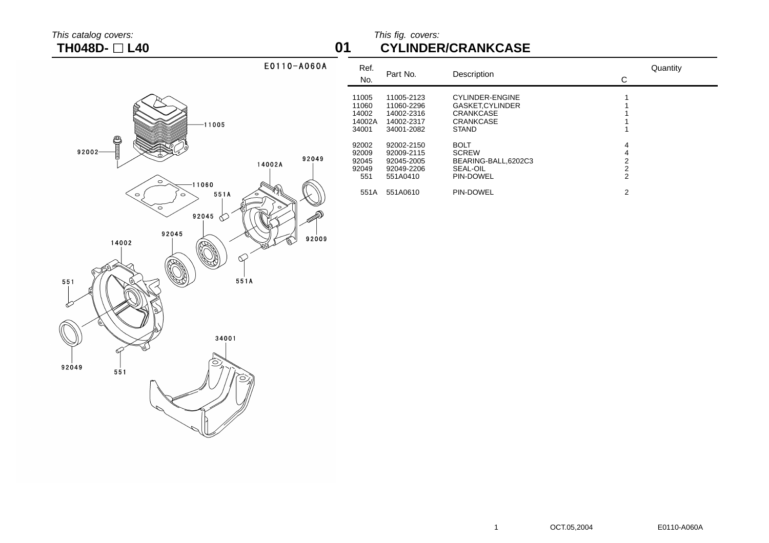*This catalog covers:*
**TH048D- □ L40**

*This fig. covers:*
## 01 CYLINDER/CRANKCASE

E0110-A060A

| Ref. No. | Part No. | Description | Quantity C |
|---|---|---|---|
| 11005 | 11005-2123 | CYLINDER-ENGINE | 1 |
| 11060 | 11060-2296 | GASKET,CYLINDER | 1 |
| 14002 | 14002-2316 | CRANKCASE | 1 |
| 14002A | 14002-2317 | CRANKCASE | 1 |
| 34001 | 34001-2082 | STAND | 1 |
| 92002 | 92002-2150 | BOLT | 4 |
| 92009 | 92009-2115 | SCREW | 4 |
| 92045 | 92045-2005 | BEARING-BALL,6202C3 | 2 |
| 92049 | 92049-2206 | SEAL-OIL | 2 |
| 551 | 551A0410 | PIN-DOWEL | 2 |
| 551A | 551A0610 | PIN-DOWEL | 2 |

OCT.05,2004 E0110-A060A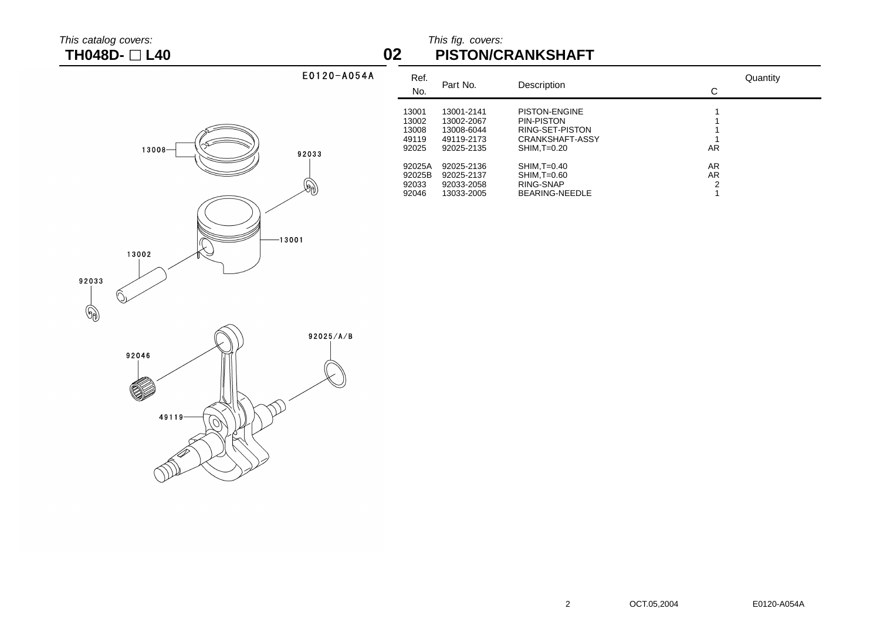*This catalog covers:*
**TH048D- □ L40**

**02**

*This fig. covers:*
## PISTON/CRANKSHAFT

E0120-A054A

| Ref. No. | Part No. | Description | Quantity C |
|---|---|---|---|
| 13001 | 13001-2141 | PISTON-ENGINE | 1 |
| 13002 | 13002-2067 | PIN-PISTON | 1 |
| 13008 | 13008-6044 | RING-SET-PISTON | 1 |
| 49119 | 49119-2173 | CRANKSHAFT-ASSY | 1 |
| 92025 | 92025-2135 | SHIM,T=0.20 | AR |
| 92025A | 92025-2136 | SHIM,T=0.40 | AR |
| 92025B | 92025-2137 | SHIM,T=0.60 | AR |
| 92033 | 92033-2058 | RING-SNAP | 2 |
| 92046 | 13033-2005 | BEARING-NEEDLE | 1 |

OCT.05,2004

E0120-A054A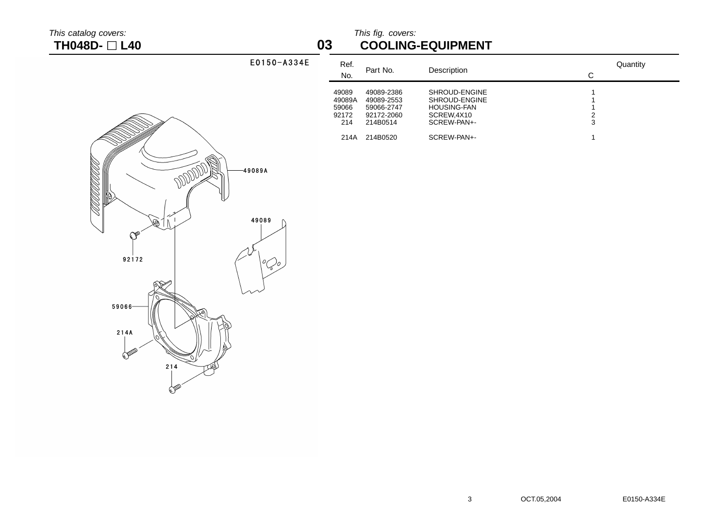*This catalog covers:*
**TH048D- □ L40**

## 03 COOLING-EQUIPMENT

*This fig. covers:*

E0150-A334E

| Ref. No. | Part No. | Description | Quantity C |
|---|---|---|---|
| 49089 | 49089-2386 | SHROUD-ENGINE | 1 |
| 49089A | 49089-2553 | SHROUD-ENGINE | 1 |
| 59066 | 59066-2747 | HOUSING-FAN | 1 |
| 92172 | 92172-2060 | SCREW,4X10 | 2 |
| 214 | 214B0514 | SCREW-PAN+- | 3 |
| 214A | 214B0520 | SCREW-PAN+- | 1 |

OCT.05,2004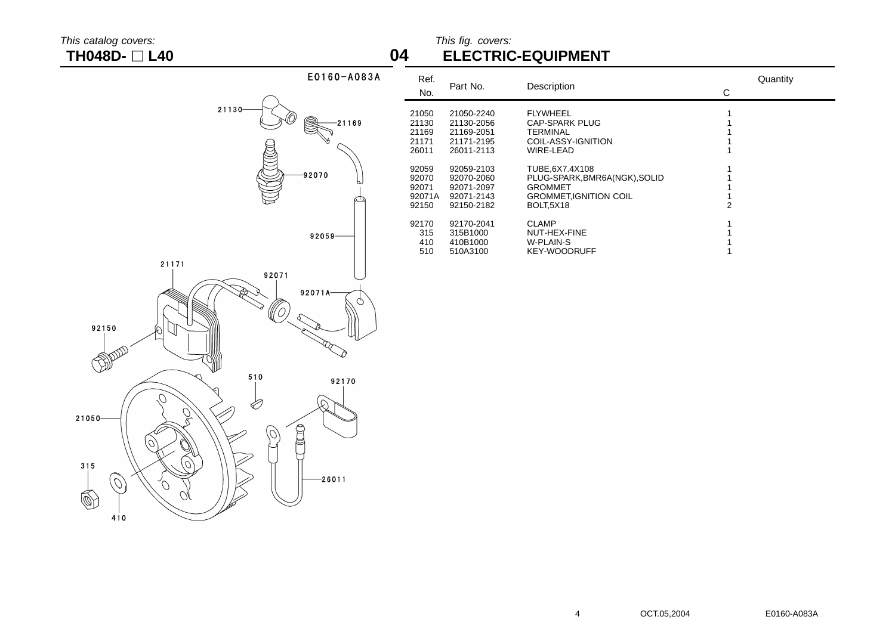*This catalog covers:*

**TH048D- □ L40**

*This fig. covers:*

# 04 ELECTRIC-EQUIPMENT

E0160-A083A

21130 21169 92070 92059 21171 92071 92071A 92150 510 92170 21050 315 26011 410

| Ref. No. | Part No. | Description | Quantity C |
|---|---|---|---|
| 21050 | 21050-2240 | FLYWHEEL | 1 |
| 21130 | 21130-2056 | CAP-SPARK PLUG | 1 |
| 21169 | 21169-2051 | TERMINAL | 1 |
| 21171 | 21171-2195 | COIL-ASSY-IGNITION | 1 |
| 26011 | 26011-2113 | WIRE-LEAD | 1 |
| 92059 | 92059-2103 | TUBE,6X7.4X108 | 1 |
| 92070 | 92070-2060 | PLUG-SPARK,BMR6A(NGK),SOLID | 1 |
| 92071 | 92071-2097 | GROMMET | 1 |
| 92071A | 92071-2143 | GROMMET,IGNITION COIL | 1 |
| 92150 | 92150-2182 | BOLT,5X18 | 2 |
| 92170 | 92170-2041 | CLAMP | 1 |
| 315 | 315B1000 | NUT-HEX-FINE | 1 |
| 410 | 410B1000 | W-PLAIN-S | 1 |
| 510 | 510A3100 | KEY-WOODRUFF | 1 |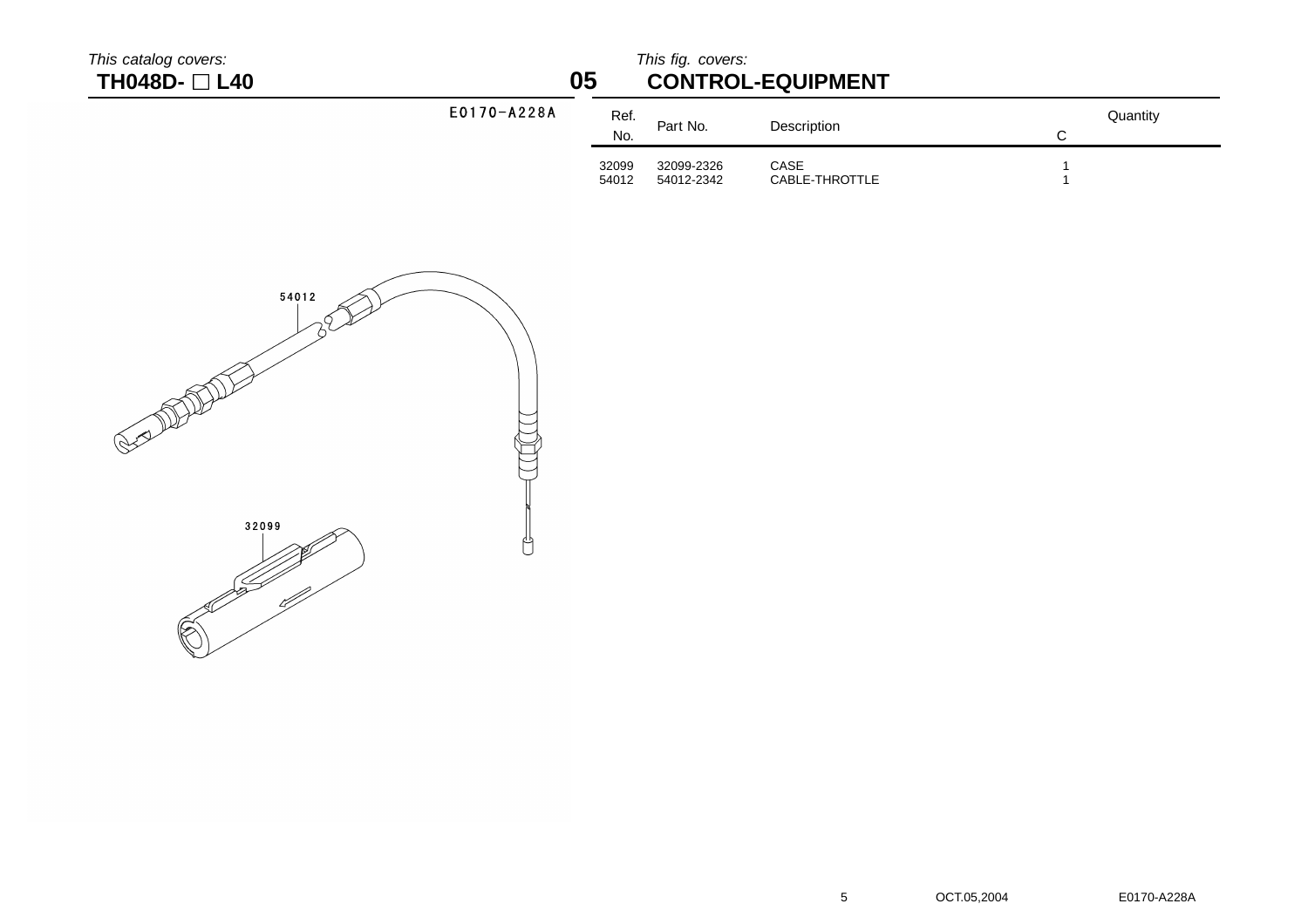*This catalog covers:*

**TH048D- □ L40**

**05**

*This fig. covers:*

## CONTROL-EQUIPMENT

E0170-A228A

| Ref. No. | Part No. | Description | Quantity C |
|---|---|---|---|
| 32099 | 32099-2326 | CASE | 1 |
| 54012 | 54012-2342 | CABLE-THROTTLE | 1 |

54012

32099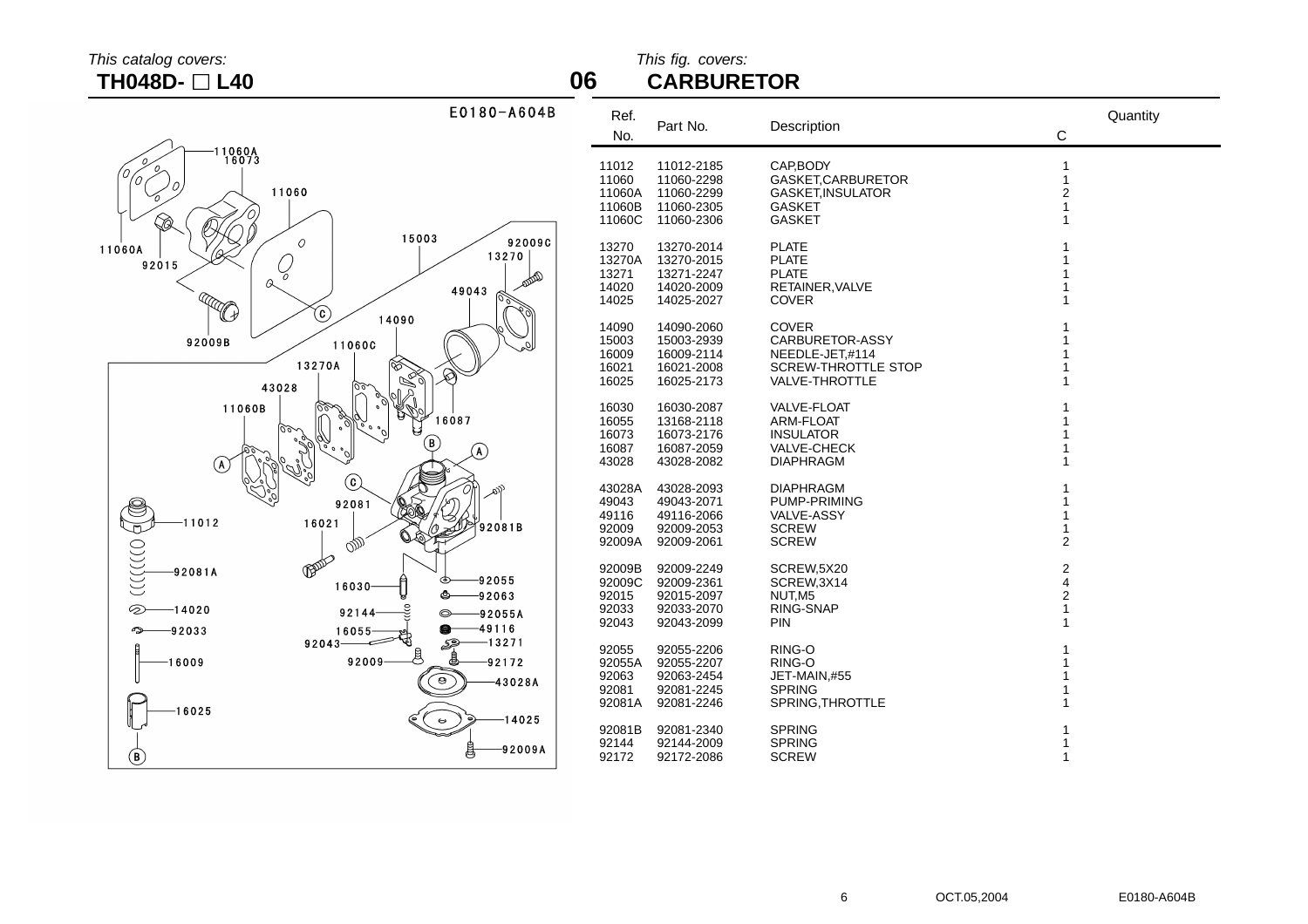This catalog covers:

**TH048D- □ L40**

This fig. covers:

## 06 CARBURETOR

| Ref. No. | Part No. | Description | Quantity C |
|---|---|---|---|
| 11012 | 11012-2185 | CAP,BODY | 1 |
| 11060 | 11060-2298 | GASKET,CARBURETOR | 1 |
| 11060A | 11060-2299 | GASKET,INSULATOR | 2 |
| 11060B | 11060-2305 | GASKET | 1 |
| 11060C | 11060-2306 | GASKET | 1 |
| 13270 | 13270-2014 | PLATE | 1 |
| 13270A | 13270-2015 | PLATE | 1 |
| 13271 | 13271-2247 | PLATE | 1 |
| 14020 | 14020-2009 | RETAINER,VALVE | 1 |
| 14025 | 14025-2027 | COVER | 1 |
| 14090 | 14090-2060 | COVER | 1 |
| 15003 | 15003-2939 | CARBURETOR-ASSY | 1 |
| 16009 | 16009-2114 | NEEDLE-JET,#114 | 1 |
| 16021 | 16021-2008 | SCREW-THROTTLE STOP | 1 |
| 16025 | 16025-2173 | VALVE-THROTTLE | 1 |
| 16030 | 16030-2087 | VALVE-FLOAT | 1 |
| 16055 | 13168-2118 | ARM-FLOAT | 1 |
| 16073 | 16073-2176 | INSULATOR | 1 |
| 16087 | 16087-2059 | VALVE-CHECK | 1 |
| 43028 | 43028-2082 | DIAPHRAGM | 1 |
| 43028A | 43028-2093 | DIAPHRAGM | 1 |
| 49043 | 49043-2071 | PUMP-PRIMING | 1 |
| 49116 | 49116-2066 | VALVE-ASSY | 1 |
| 92009 | 92009-2053 | SCREW | 1 |
| 92009A | 92009-2061 | SCREW | 2 |
| 92009B | 92009-2249 | SCREW,5X20 | 2 |
| 92009C | 92009-2361 | SCREW,3X14 | 4 |
| 92015 | 92015-2097 | NUT,M5 | 2 |
| 92033 | 92033-2070 | RING-SNAP | 1 |
| 92043 | 92043-2099 | PIN | 1 |
| 92055 | 92055-2206 | RING-O | 1 |
| 92055A | 92055-2207 | RING-O | 1 |
| 92063 | 92063-2454 | JET-MAIN,#55 | 1 |
| 92081 | 92081-2245 | SPRING | 1 |
| 92081A | 92081-2246 | SPRING,THROTTLE | 1 |
| 92081B | 92081-2340 | SPRING | 1 |
| 92144 | 92144-2009 | SPRING | 1 |
| 92172 | 92172-2086 | SCREW | 1 |

OCT.05,2004 E0180-A604B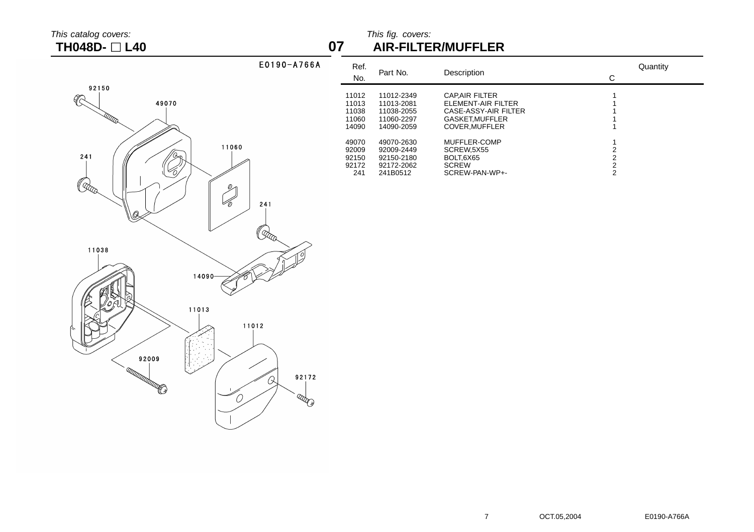This catalog covers:

**TH048D- □ L40**

This fig. covers:

## 07 AIR-FILTER/MUFFLER

E0190-A766A

| Ref. No. | Part No. | Description | Quantity C |
|---|---|---|---|
| 11012 | 11012-2349 | CAP,AIR FILTER | 1 |
| 11013 | 11013-2081 | ELEMENT-AIR FILTER | 1 |
| 11038 | 11038-2055 | CASE-ASSY-AIR FILTER | 1 |
| 11060 | 11060-2297 | GASKET,MUFFLER | 1 |
| 14090 | 14090-2059 | COVER,MUFFLER | 1 |
| 49070 | 49070-2630 | MUFFLER-COMP | 1 |
| 92009 | 92009-2449 | SCREW,5X55 | 2 |
| 92150 | 92150-2180 | BOLT,6X65 | 2 |
| 92172 | 92172-2062 | SCREW | 2 |
| 241 | 241B0512 | SCREW-PAN-WP+- | 2 |

OCT.05,2004 E0190-A766A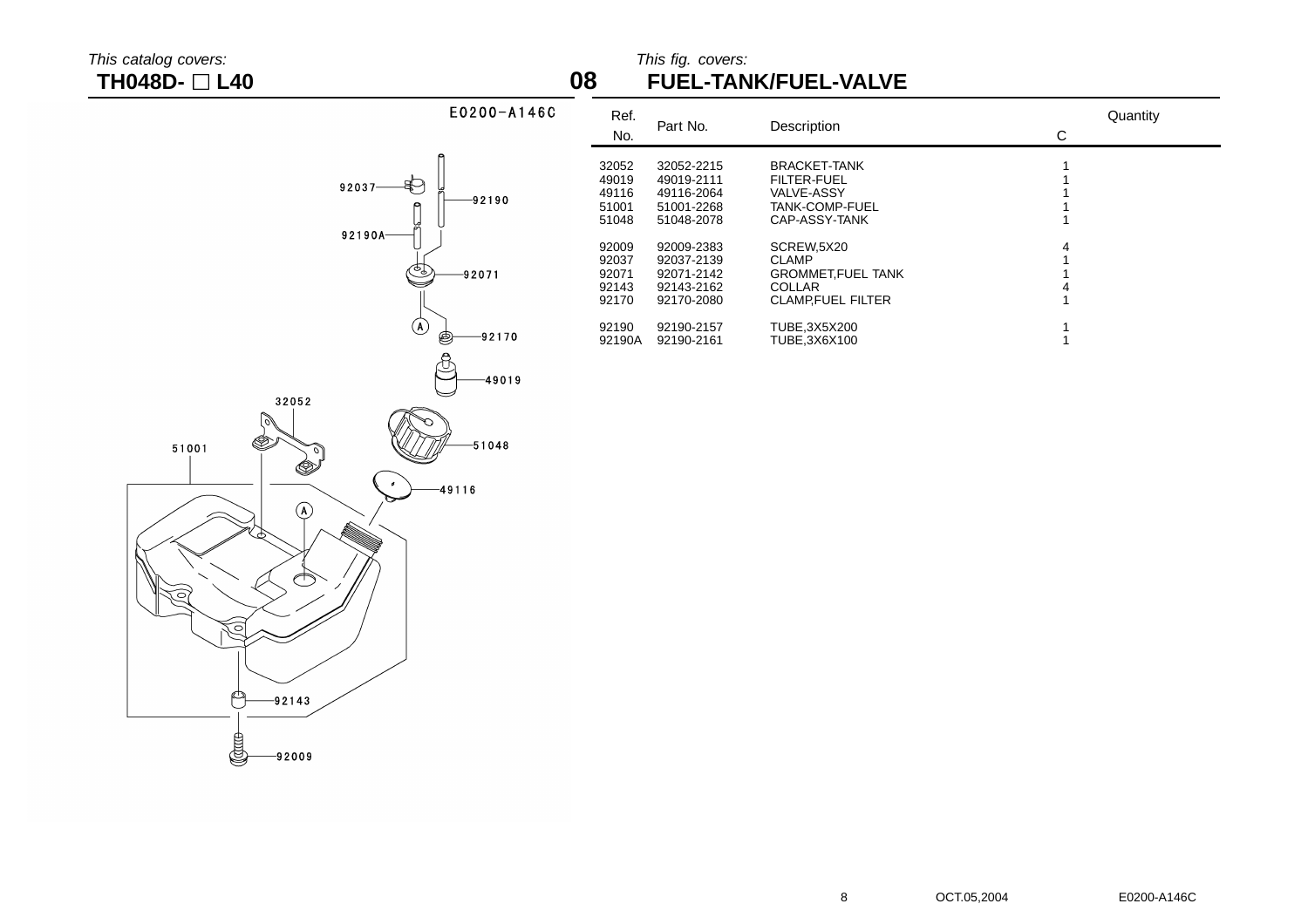*This catalog covers:*
**TH048D- □ L40**

**08**

*This fig. covers:*
## FUEL-TANK/FUEL-VALVE

E0200-A146C

| Ref. No. | Part No. | Description | Quantity C |
|---|---|---|---|
| 32052 | 32052-2215 | BRACKET-TANK | 1 |
| 49019 | 49019-2111 | FILTER-FUEL | 1 |
| 49116 | 49116-2064 | VALVE-ASSY | 1 |
| 51001 | 51001-2268 | TANK-COMP-FUEL | 1 |
| 51048 | 51048-2078 | CAP-ASSY-TANK | 1 |
| 92009 | 92009-2383 | SCREW,5X20 | 4 |
| 92037 | 92037-2139 | CLAMP | 1 |
| 92071 | 92071-2142 | GROMMET,FUEL TANK | 1 |
| 92143 | 92143-2162 | COLLAR | 4 |
| 92170 | 92170-2080 | CLAMP,FUEL FILTER | 1 |
| 92190 | 92190-2157 | TUBE,3X5X200 | 1 |
| 92190A | 92190-2161 | TUBE,3X6X100 | 1 |

OCT.05,2004

E0200-A146C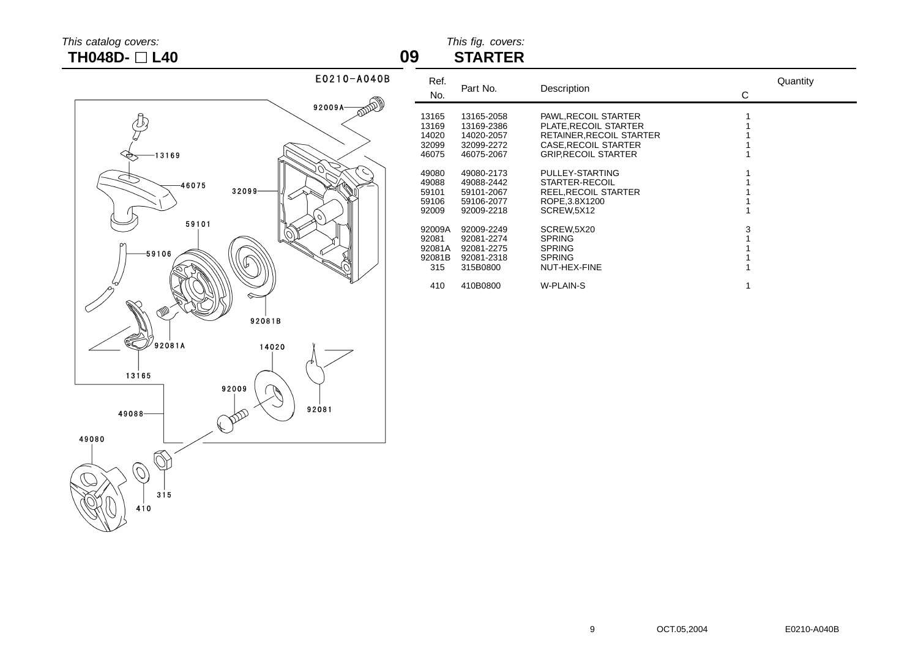This catalog covers:

**TH048D- □ L40**

**09**

This fig. covers:

**STARTER**

E0210-A040B

| Ref. No. | Part No. | Description | Quantity C |
|---|---|---|---|
| 13165 | 13165-2058 | PAWL,RECOIL STARTER | 1 |
| 13169 | 13169-2386 | PLATE,RECOIL STARTER | 1 |
| 14020 | 14020-2057 | RETAINER,RECOIL STARTER | 1 |
| 32099 | 32099-2272 | CASE,RECOIL STARTER | 1 |
| 46075 | 46075-2067 | GRIP,RECOIL STARTER | 1 |
| 49080 | 49080-2173 | PULLEY-STARTING | 1 |
| 49088 | 49088-2442 | STARTER-RECOIL | 1 |
| 59101 | 59101-2067 | REEL,RECOIL STARTER | 1 |
| 59106 | 59106-2077 | ROPE,3.8X1200 | 1 |
| 92009 | 92009-2218 | SCREW,5X12 | 1 |
| 92009A | 92009-2249 | SCREW,5X20 | 3 |
| 92081 | 92081-2274 | SPRING | 1 |
| 92081A | 92081-2275 | SPRING | 1 |
| 92081B | 92081-2318 | SPRING | 1 |
| 315 | 315B0800 | NUT-HEX-FINE | 1 |
| 410 | 410B0800 | W-PLAIN-S | 1 |

OCT.05,2004

E0210-A040B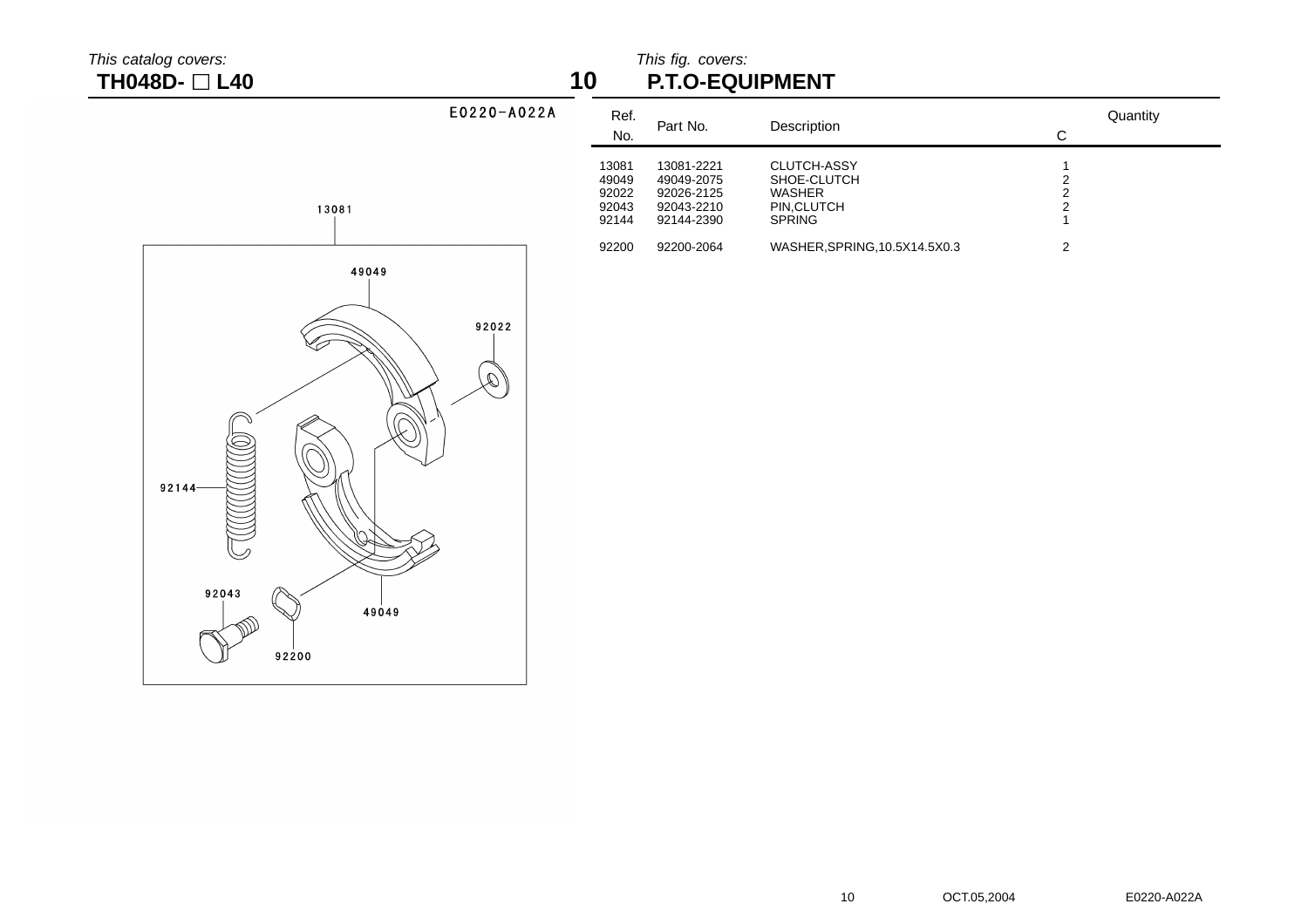*This catalog covers:*

**TH048D- □ L40**

*This fig. covers:*

# 10 P.T.O-EQUIPMENT

E0220-A022A

| Ref. No. | Part No. | Description | Quantity C |
|---|---|---|---|
| 13081 | 13081-2221 | CLUTCH-ASSY | 1 |
| 49049 | 49049-2075 | SHOE-CLUTCH | 2 |
| 92022 | 92026-2125 | WASHER | 2 |
| 92043 | 92043-2210 | PIN,CLUTCH | 2 |
| 92144 | 92144-2390 | SPRING | 1 |
| 92200 | 92200-2064 | WASHER,SPRING,10.5X14.5X0.3 | 2 |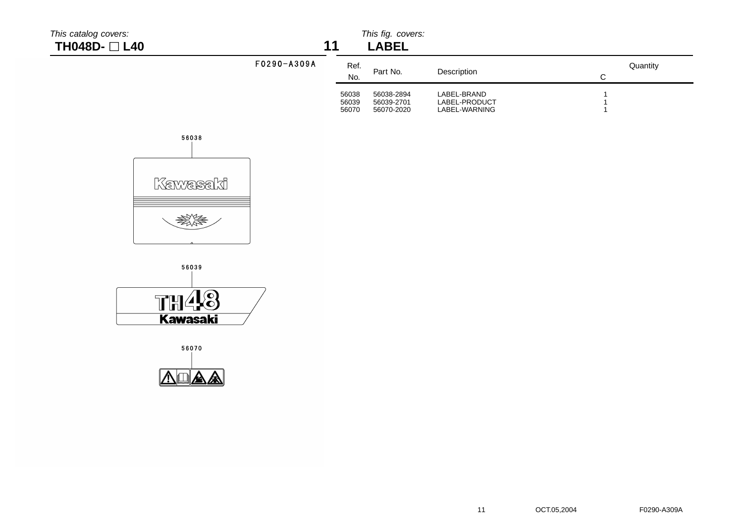*This catalog covers:*

**TH048D- □ L40**

**11**

*This fig. covers:*

**LABEL**

F0290-A309A

| Ref. No. | Part No. | Description | Quantity C |
|---|---|---|---|
| 56038 | 56038-2894 | LABEL-BRAND | 1 |
| 56039 | 56039-2701 | LABEL-PRODUCT | 1 |
| 56070 | 56070-2020 | LABEL-WARNING | 1 |

56038

Kawasaki

56039

TH48

Kawasaki

56070

OCT.05,2004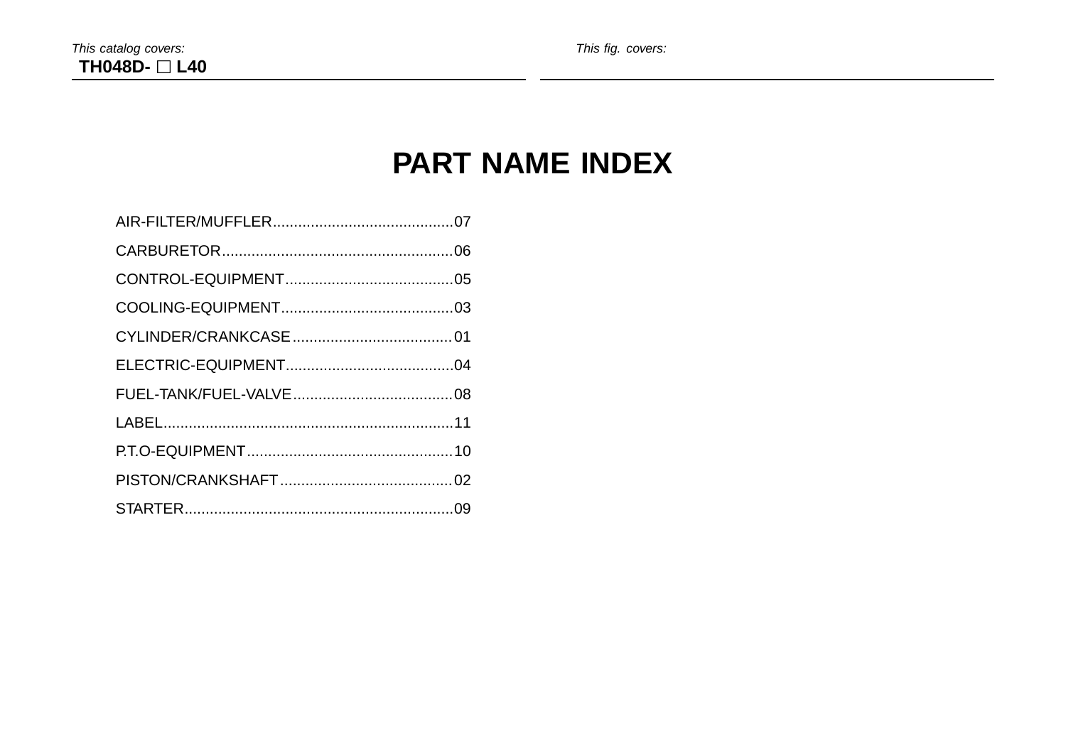*This catalog covers:*
**TH048D- □ L40**

*This fig. covers:*

# PART NAME INDEX

AIR-FILTER/MUFFLER..........................................07
CARBURETOR.......................................................06
CONTROL-EQUIPMENT........................................05
COOLING-EQUIPMENT.........................................03
CYLINDER/CRANKCASE......................................01
ELECTRIC-EQUIPMENT........................................04
FUEL-TANK/FUEL-VALVE......................................08
LABEL.....................................................................11
P.T.O-EQUIPMENT.................................................10
PISTON/CRANKSHAFT.........................................02
STARTER................................................................09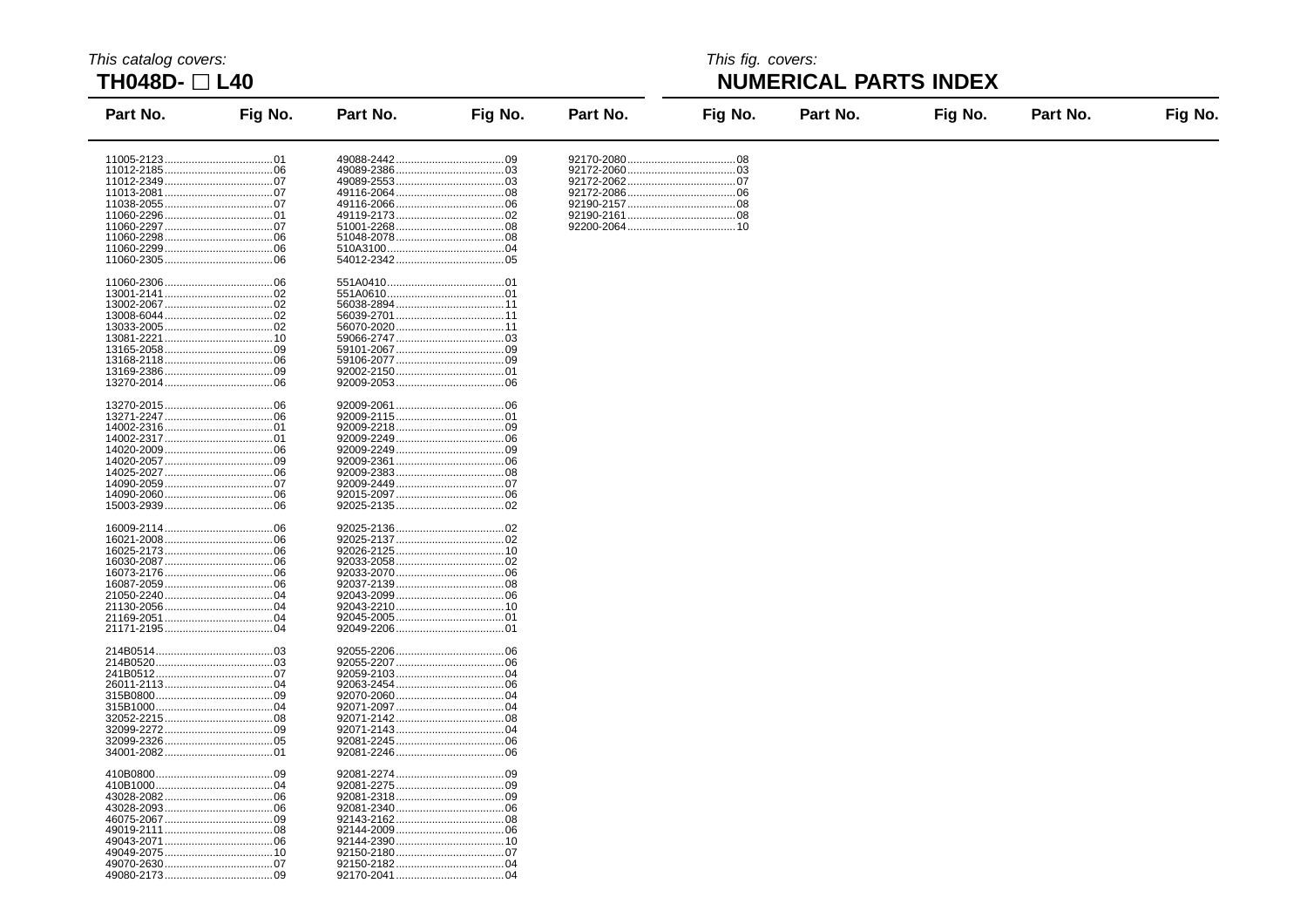This catalog covers:

**TH048D- □ L40**

This fig. covers:

## NUMERICAL PARTS INDEX

| Part No. | Fig No. | Part No. | Fig No. | Part No. | Fig No. | Part No. | Fig No. | Part No. | Fig No. |
|---|---|---|---|---|---|---|---|---|---|
| 11005-2123 | 01 | 49088-2442 | 09 | 92170-2080 | 08 | | | | |
| 11012-2185 | 06 | 49089-2386 | 03 | 92172-2060 | 03 | | | | |
| 11012-2349 | 07 | 49089-2553 | 03 | 92172-2062 | 07 | | | | |
| 11013-2081 | 07 | 49116-2064 | 08 | 92172-2086 | 06 | | | | |
| 11038-2055 | 07 | 49116-2066 | 06 | 92190-2157 | 08 | | | | |
| 11060-2296 | 01 | 49119-2173 | 02 | 92190-2161 | 08 | | | | |
| 11060-2297 | 07 | 51001-2268 | 08 | 92200-2064 | 10 | | | | |
| 11060-2298 | 06 | 51048-2078 | 08 | | | | | | |
| 11060-2299 | 06 | 510A3100 | 04 | | | | | | |
| 11060-2305 | 06 | 54012-2342 | 05 | | | | | | |
| 11060-2306 | 06 | 551A0410 | 01 | | | | | | |
| 13001-2141 | 02 | 551A0610 | 01 | | | | | | |
| 13002-2067 | 02 | 56038-2894 | 11 | | | | | | |
| 13008-6044 | 02 | 56039-2701 | 11 | | | | | | |
| 13033-2005 | 02 | 56070-2020 | 11 | | | | | | |
| 13081-2221 | 10 | 59066-2747 | 03 | | | | | | |
| 13165-2058 | 09 | 59101-2067 | 09 | | | | | | |
| 13168-2118 | 06 | 59106-2077 | 09 | | | | | | |
| 13169-2386 | 09 | 92002-2150 | 01 | | | | | | |
| 13270-2014 | 06 | 92009-2053 | 06 | | | | | | |
| 13270-2015 | 06 | 92009-2061 | 06 | | | | | | |
| 13271-2247 | 06 | 92009-2115 | 01 | | | | | | |
| 14002-2316 | 01 | 92009-2218 | 09 | | | | | | |
| 14002-2317 | 01 | 92009-2249 | 06 | | | | | | |
| 14020-2009 | 06 | 92009-2249 | 09 | | | | | | |
| 14020-2057 | 09 | 92009-2361 | 06 | | | | | | |
| 14025-2027 | 06 | 92009-2383 | 08 | | | | | | |
| 14090-2059 | 07 | 92009-2449 | 07 | | | | | | |
| 14090-2060 | 06 | 92015-2097 | 06 | | | | | | |
| 15003-2939 | 06 | 92025-2135 | 02 | | | | | | |
| 16009-2114 | 06 | 92025-2136 | 02 | | | | | | |
| 16021-2008 | 06 | 92025-2137 | 02 | | | | | | |
| 16025-2173 | 06 | 92026-2125 | 10 | | | | | | |
| 16030-2087 | 06 | 92033-2058 | 02 | | | | | | |
| 16073-2176 | 06 | 92033-2070 | 06 | | | | | | |
| 16087-2059 | 06 | 92037-2139 | 08 | | | | | | |
| 21050-2240 | 04 | 92043-2099 | 06 | | | | | | |
| 21130-2056 | 04 | 92043-2210 | 10 | | | | | | |
| 21169-2051 | 04 | 92045-2005 | 01 | | | | | | |
| 21171-2195 | 04 | 92049-2206 | 01 | | | | | | |
| 214B0514 | 03 | 92055-2206 | 06 | | | | | | |
| 214B0520 | 03 | 92055-2207 | 06 | | | | | | |
| 241B0512 | 07 | 92059-2103 | 04 | | | | | | |
| 26011-2113 | 04 | 92063-2454 | 06 | | | | | | |
| 315B0800 | 09 | 92070-2060 | 04 | | | | | | |
| 315B1000 | 04 | 92071-2097 | 04 | | | | | | |
| 32052-2215 | 08 | 92071-2142 | 08 | | | | | | |
| 32099-2272 | 09 | 92071-2143 | 04 | | | | | | |
| 32099-2326 | 05 | 92081-2245 | 06 | | | | | | |
| 34001-2082 | 01 | 92081-2246 | 06 | | | | | | |
| 410B0800 | 09 | 92081-2274 | 09 | | | | | | |
| 410B1000 | 04 | 92081-2275 | 09 | | | | | | |
| 43028-2082 | 06 | 92081-2318 | 09 | | | | | | |
| 43028-2093 | 06 | 92081-2340 | 06 | | | | | | |
| 46075-2067 | 09 | 92143-2162 | 08 | | | | | | |
| 49019-2111 | 08 | 92144-2009 | 06 | | | | | | |
| 49043-2071 | 06 | 92144-2390 | 10 | | | | | | |
| 49049-2075 | 10 | 92150-2180 | 07 | | | | | | |
| 49070-2630 | 07 | 92150-2182 | 04 | | | | | | |
| 49080-2173 | 09 | 92170-2041 | 04 | | | | | | |